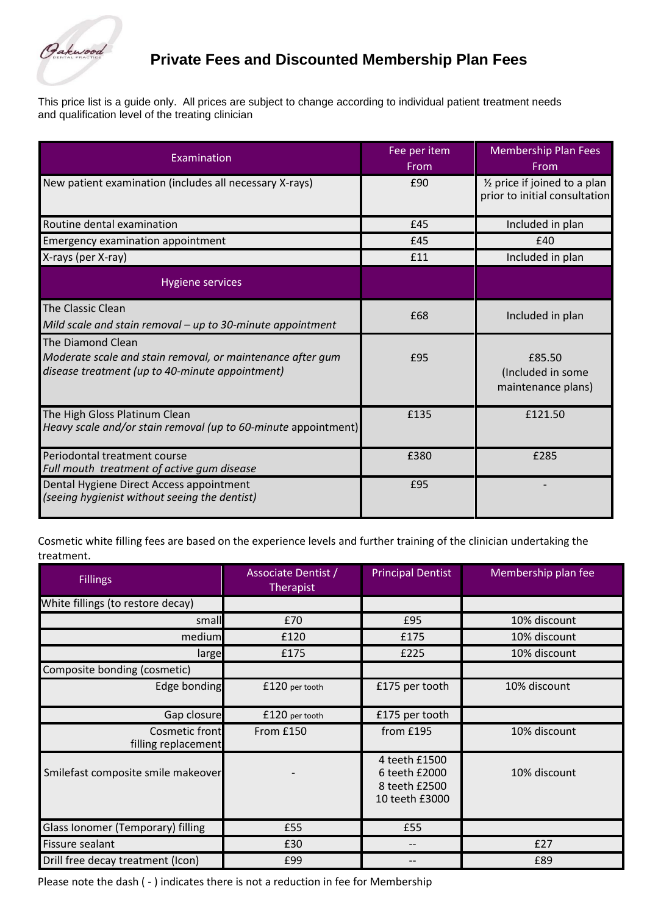# Private Fees and Discounted Membership Plan Fees

This price list is a guide only. All prices are subject to change according to individual patient treatment needs and qualification level of the treating clinician

| Examination | Fee per item From | Membership Plan Fees From |
|---|---|---|
| New patient examination (includes all necessary X-rays) | £90 | ½ price if joined to a plan prior to initial consultation |
| Routine dental examination | £45 | Included in plan |
| Emergency examination appointment | £45 | £40 |
| X-rays (per X-ray) | £11 | Included in plan |
| **Hygiene services** | | |
| The Classic Clean<br>*Mild scale and stain removal – up to 30-minute appointment* | £68 | Included in plan |
| The Diamond Clean<br>*Moderate scale and stain removal, or maintenance after gum disease treatment (up to 40-minute appointment)* | £95 | £85.50<br>(Included in some maintenance plans) |
| The High Gloss Platinum Clean<br>*Heavy scale and/or stain removal (up to 60-minute* appointment) | £135 | £121.50 |
| Periodontal treatment course<br>*Full mouth treatment of active gum disease* | £380 | £285 |
| Dental Hygiene Direct Access appointment<br>*(seeing hygienist without seeing the dentist)* | £95 | - |

Cosmetic white filling fees are based on the experience levels and further training of the clinician undertaking the treatment.

| Fillings | Associate Dentist / Therapist | Principal Dentist | Membership plan fee |
|---|---|---|---|
| White fillings (to restore decay) | | | |
| small | £70 | £95 | 10% discount |
| medium | £120 | £175 | 10% discount |
| large | £175 | £225 | 10% discount |
| Composite bonding (cosmetic) | | | |
| Edge bonding | £120 per tooth | £175 per tooth | 10% discount |
| Gap closure | £120 per tooth | £175 per tooth | |
| Cosmetic front filling replacement | From £150 | from £195 | 10% discount |
| Smilefast composite smile makeover | - | 4 teeth £1500<br>6 teeth £2000<br>8 teeth £2500<br>10 teeth £3000 | 10% discount |
| Glass Ionomer (Temporary) filling | £55 | £55 | |
| Fissure sealant | £30 | -- | £27 |
| Drill free decay treatment (Icon) | £99 | -- | £89 |

Please note the dash ( - ) indicates there is not a reduction in fee for Membership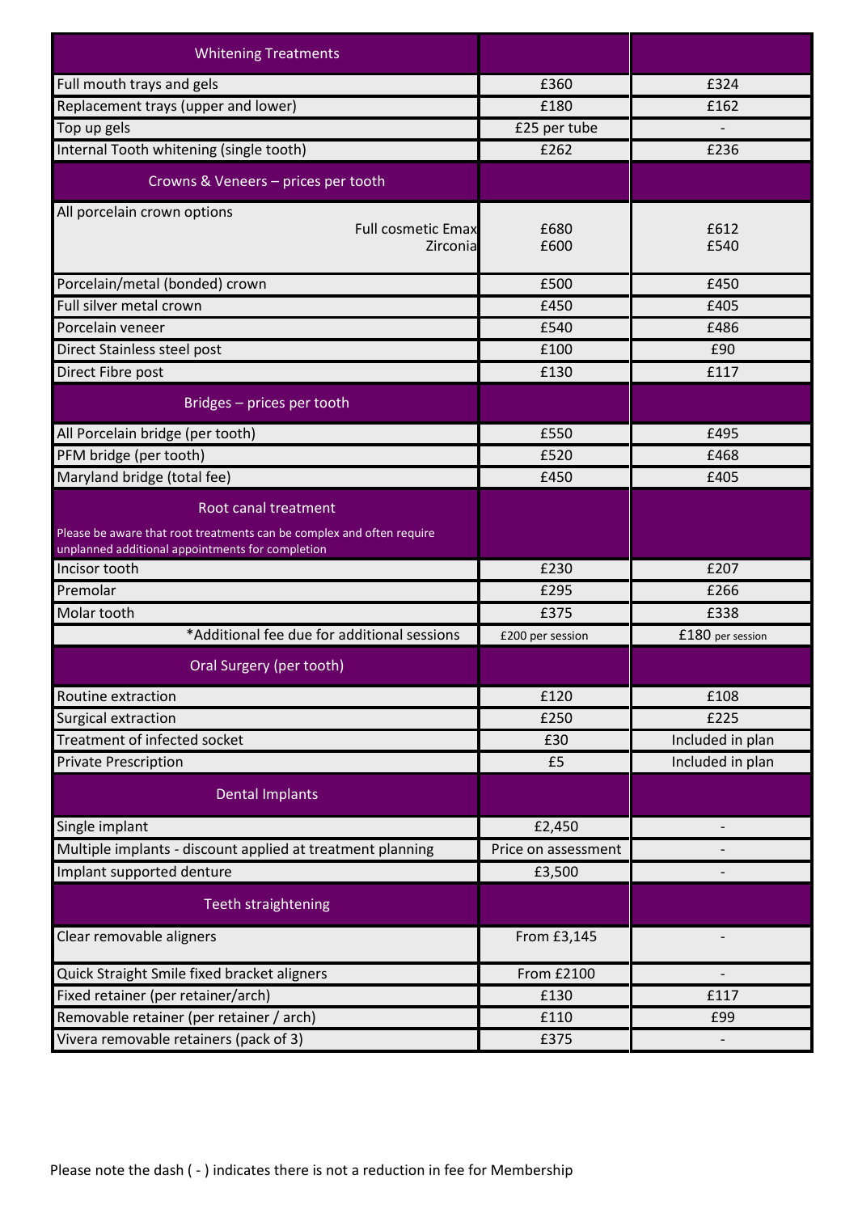| Whitening Treatments | | |
|---|---|---|
| Full mouth trays and gels | £360 | £324 |
| Replacement trays (upper and lower) | £180 | £162 |
| Top up gels | £25 per tube | - |
| Internal Tooth whitening (single tooth) | £262 | £236 |
| **Crowns & Veneers – prices per tooth** | | |
| All porcelain crown options<br>Full cosmetic Emax<br>Zirconia | <br>£680<br>£600 | <br>£612<br>£540 |
| Porcelain/metal (bonded) crown | £500 | £450 |
| Full silver metal crown | £450 | £405 |
| Porcelain veneer | £540 | £486 |
| Direct Stainless steel post | £100 | £90 |
| Direct Fibre post | £130 | £117 |
| **Bridges – prices per tooth** | | |
| All Porcelain bridge (per tooth) | £550 | £495 |
| PFM bridge (per tooth) | £520 | £468 |
| Maryland bridge (total fee) | £450 | £405 |
| **Root canal treatment**<br>Please be aware that root treatments can be complex and often require unplanned additional appointments for completion | | |
| Incisor tooth | £230 | £207 |
| Premolar | £295 | £266 |
| Molar tooth | £375 | £338 |
| *Additional fee due for additional sessions | £200 per session | £180 per session |
| **Oral Surgery (per tooth)** | | |
| Routine extraction | £120 | £108 |
| Surgical extraction | £250 | £225 |
| Treatment of infected socket | £30 | Included in plan |
| Private Prescription | £5 | Included in plan |
| **Dental Implants** | | |
| Single implant | £2,450 | - |
| Multiple implants - discount applied at treatment planning | Price on assessment | - |
| Implant supported denture | £3,500 | - |
| **Teeth straightening** | | |
| Clear removable aligners | From £3,145 | - |
| Quick Straight Smile fixed bracket aligners | From £2100 | - |
| Fixed retainer (per retainer/arch) | £130 | £117 |
| Removable retainer (per retainer / arch) | £110 | £99 |
| Vivera removable retainers (pack of 3) | £375 | - |

Please note the dash ( - ) indicates there is not a reduction in fee for Membership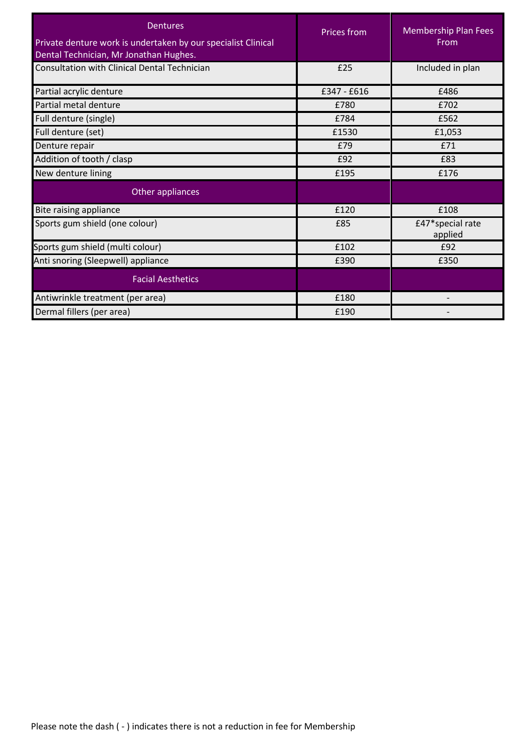| Dentures<br>Private denture work is undertaken by our specialist Clinical Dental Technician, Mr Jonathan Hughes. | Prices from | Membership Plan Fees From |
|---|---|---|
| Consultation with Clinical Dental Technician | £25 | Included in plan |
| Partial acrylic denture | £347 - £616 | £486 |
| Partial metal denture | £780 | £702 |
| Full denture (single) | £784 | £562 |
| Full denture (set) | £1530 | £1,053 |
| Denture repair | £79 | £71 |
| Addition of tooth / clasp | £92 | £83 |
| New denture lining | £195 | £176 |
| Other appliances | | |
| Bite raising appliance | £120 | £108 |
| Sports gum shield (one colour) | £85 | £47*special rate applied |
| Sports gum shield (multi colour) | £102 | £92 |
| Anti snoring (Sleepwell) appliance | £390 | £350 |
| Facial Aesthetics | | |
| Antiwrinkle treatment (per area) | £180 | - |
| Dermal fillers (per area) | £190 | - |

Please note the dash ( - ) indicates there is not a reduction in fee for Membership